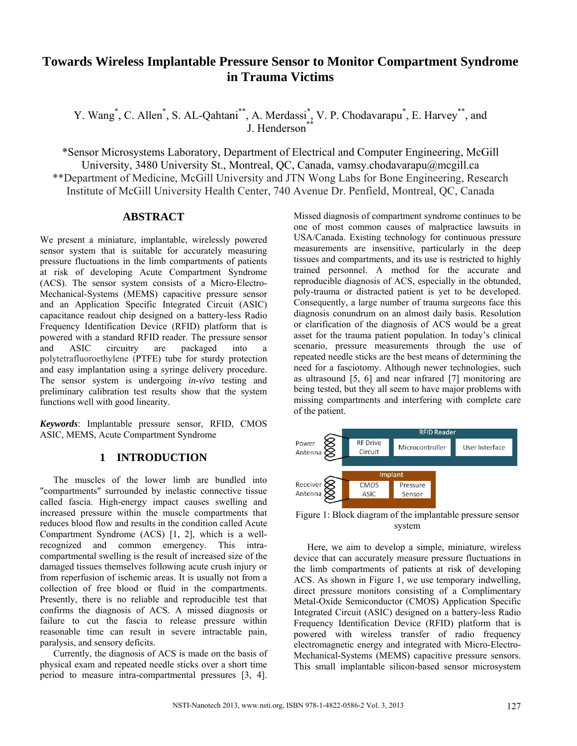# Towards Wireless Implantable Pressure Sensor to Monitor Compartment Syndrome in Trauma Victims

Y. Wang*, C. Allen*, S. AL-Qahtani**, A. Merdassi*, V. P. Chodavarapu*, E. Harvey**, and J. Henderson**

*Sensor Microsystems Laboratory, Department of Electrical and Computer Engineering, McGill University, 3480 University St., Montreal, QC, Canada, vamsy.chodavarapu@mcgill.ca
**Department of Medicine, McGill University and JTN Wong Labs for Bone Engineering, Research Institute of McGill University Health Center, 740 Avenue Dr. Penfield, Montreal, QC, Canada

## ABSTRACT

We present a miniature, implantable, wirelessly powered sensor system that is suitable for accurately measuring pressure fluctuations in the limb compartments of patients at risk of developing Acute Compartment Syndrome (ACS). The sensor system consists of a Micro-Electro-Mechanical-Systems (MEMS) capacitive pressure sensor and an Application Specific Integrated Circuit (ASIC) capacitance readout chip designed on a battery-less Radio Frequency Identification Device (RFID) platform that is powered with a standard RFID reader. The pressure sensor and ASIC circuitry are packaged into a polytetrafluoroethylene (PTFE) tube for sturdy protection and easy implantation using a syringe delivery procedure. The sensor system is undergoing *in-vivo* testing and preliminary calibration test results show that the system functions well with good linearity.

***Keywords***: Implantable pressure sensor, RFID, CMOS ASIC, MEMS, Acute Compartment Syndrome

## 1 INTRODUCTION

The muscles of the lower limb are bundled into "compartments" surrounded by inelastic connective tissue called fascia. High-energy impact causes swelling and increased pressure within the muscle compartments that reduces blood flow and results in the condition called Acute Compartment Syndrome (ACS) [1, 2], which is a well-recognized and common emergency. This intra-compartmental swelling is the result of increased size of the damaged tissues themselves following acute crush injury or from reperfusion of ischemic areas. It is usually not from a collection of free blood or fluid in the compartments. Presently, there is no reliable and reproducible test that confirms the diagnosis of ACS. A missed diagnosis or failure to cut the fascia to release pressure within reasonable time can result in severe intractable pain, paralysis, and sensory deficits.

Currently, the diagnosis of ACS is made on the basis of physical exam and repeated needle sticks over a short time period to measure intra-compartmental pressures [3, 4]. Missed diagnosis of compartment syndrome continues to be one of most common causes of malpractice lawsuits in USA/Canada. Existing technology for continuous pressure measurements are insensitive, particularly in the deep tissues and compartments, and its use is restricted to highly trained personnel. A method for the accurate and reproducible diagnosis of ACS, especially in the obtunded, poly-trauma or distracted patient is yet to be developed. Consequently, a large number of trauma surgeons face this diagnosis conundrum on an almost daily basis. Resolution or clarification of the diagnosis of ACS would be a great asset for the trauma patient population. In today's clinical scenario, pressure measurements through the use of repeated needle sticks are the best means of determining the need for a fasciotomy. Although newer technologies, such as ultrasound [5, 6] and near infrared [7] monitoring are being tested, but they all seem to have major problems with missing compartments and interfering with complete care of the patient.

Figure 1: Block diagram of the implantable pressure sensor system

Here, we aim to develop a simple, miniature, wireless device that can accurately measure pressure fluctuations in the limb compartments of patients at risk of developing ACS. As shown in Figure 1, we use temporary indwelling, direct pressure monitors consisting of a Complimentary Metal-Oxide Semiconductor (CMOS) Application Specific Integrated Circuit (ASIC) designed on a battery-less Radio Frequency Identification Device (RFID) platform that is powered with wireless transfer of radio frequency electromagnetic energy and integrated with Micro-Electro-Mechanical-Systems (MEMS) capacitive pressure sensors. This small implantable silicon-based sensor microsystem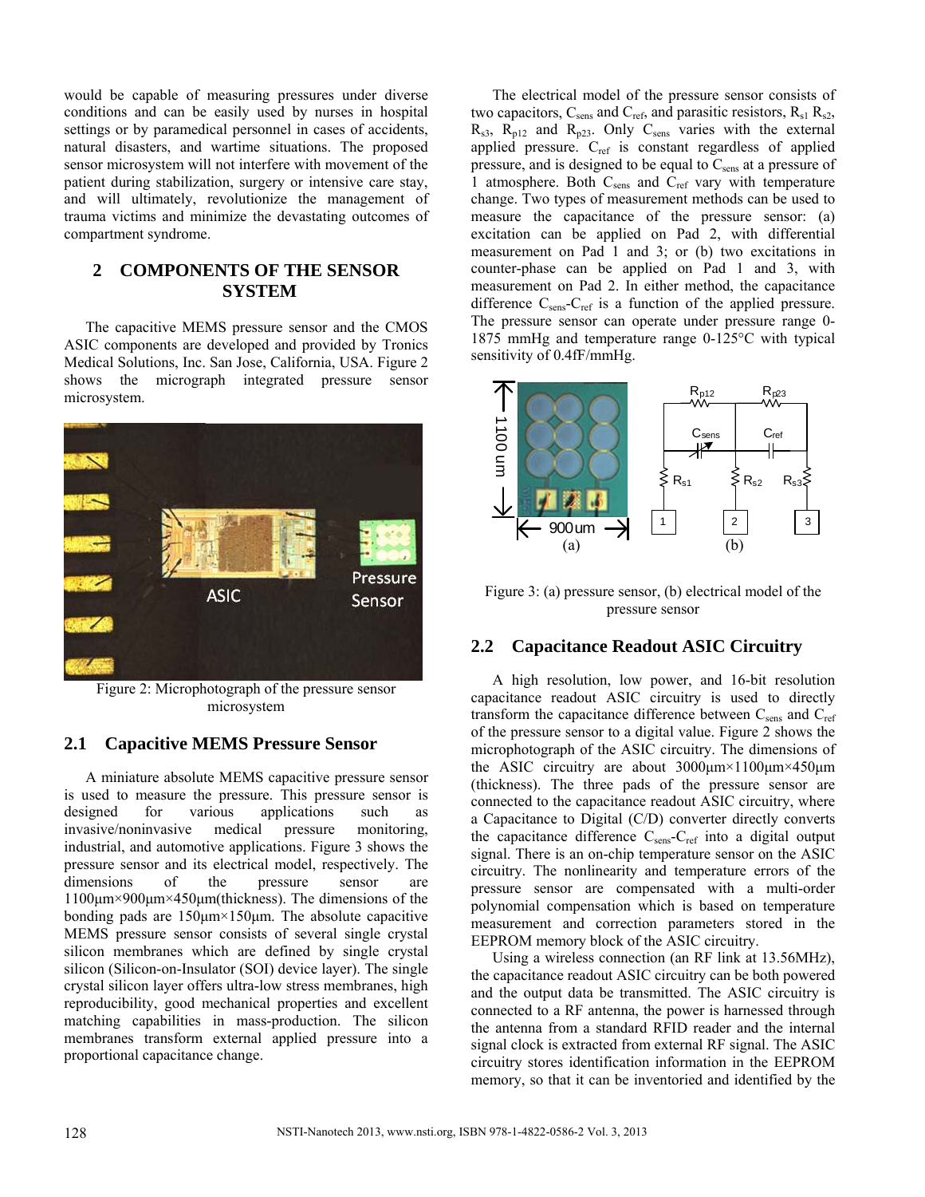would be capable of measuring pressures under diverse conditions and can be easily used by nurses in hospital settings or by paramedical personnel in cases of accidents, natural disasters, and wartime situations. The proposed sensor microsystem will not interfere with movement of the patient during stabilization, surgery or intensive care stay, and will ultimately, revolutionize the management of trauma victims and minimize the devastating outcomes of compartment syndrome.

## 2 COMPONENTS OF THE SENSOR SYSTEM

The capacitive MEMS pressure sensor and the CMOS ASIC components are developed and provided by Tronics Medical Solutions, Inc. San Jose, California, USA. Figure 2 shows the micrograph integrated pressure sensor microsystem.

Figure 2: Microphotograph of the pressure sensor microsystem

### 2.1 Capacitive MEMS Pressure Sensor

A miniature absolute MEMS capacitive pressure sensor is used to measure the pressure. This pressure sensor is designed for various applications such as invasive/noninvasive medical pressure monitoring, industrial, and automotive applications. Figure 3 shows the pressure sensor and its electrical model, respectively. The dimensions of the pressure sensor are 1100µm×900µm×450µm(thickness). The dimensions of the bonding pads are 150µm×150µm. The absolute capacitive MEMS pressure sensor consists of several single crystal silicon membranes which are defined by single crystal silicon (Silicon-on-Insulator (SOI) device layer). The single crystal silicon layer offers ultra-low stress membranes, high reproducibility, good mechanical properties and excellent matching capabilities in mass-production. The silicon membranes transform external applied pressure into a proportional capacitance change.

The electrical model of the pressure sensor consists of two capacitors, $C_{sens}$ and $C_{ref}$, and parasitic resistors, $R_{s1}$ $R_{s2}$, $R_{s3}$, $R_{p12}$ and $R_{p23}$. Only $C_{sens}$ varies with the external applied pressure. $C_{ref}$ is constant regardless of applied pressure, and is designed to be equal to $C_{sens}$ at a pressure of 1 atmosphere. Both $C_{sens}$ and $C_{ref}$ vary with temperature change. Two types of measurement methods can be used to measure the capacitance of the pressure sensor: (a) excitation can be applied on Pad 2, with differential measurement on Pad 1 and 3; or (b) two excitations in counter-phase can be applied on Pad 1 and 3, with measurement on Pad 2. In either method, the capacitance difference $C_{sens}$-$C_{ref}$ is a function of the applied pressure. The pressure sensor can operate under pressure range 0-1875 mmHg and temperature range 0-125°C with typical sensitivity of 0.4fF/mmHg.

Figure 3: (a) pressure sensor, (b) electrical model of the pressure sensor

### 2.2 Capacitance Readout ASIC Circuitry

A high resolution, low power, and 16-bit resolution capacitance readout ASIC circuitry is used to directly transform the capacitance difference between $C_{sens}$ and $C_{ref}$ of the pressure sensor to a digital value. Figure 2 shows the microphotograph of the ASIC circuitry. The dimensions of the ASIC circuitry are about 3000µm×1100µm×450µm (thickness). The three pads of the pressure sensor are connected to the capacitance readout ASIC circuitry, where a Capacitance to Digital (C/D) converter directly converts the capacitance difference $C_{sens}$-$C_{ref}$ into a digital output signal. There is an on-chip temperature sensor on the ASIC circuitry. The nonlinearity and temperature errors of the pressure sensor are compensated with a multi-order polynomial compensation which is based on temperature measurement and correction parameters stored in the EEPROM memory block of the ASIC circuitry.

Using a wireless connection (an RF link at 13.56MHz), the capacitance readout ASIC circuitry can be both powered and the output data be transmitted. The ASIC circuitry is connected to a RF antenna, the power is harnessed through the antenna from a standard RFID reader and the internal signal clock is extracted from external RF signal. The ASIC circuitry stores identification information in the EEPROM memory, so that it can be inventoried and identified by the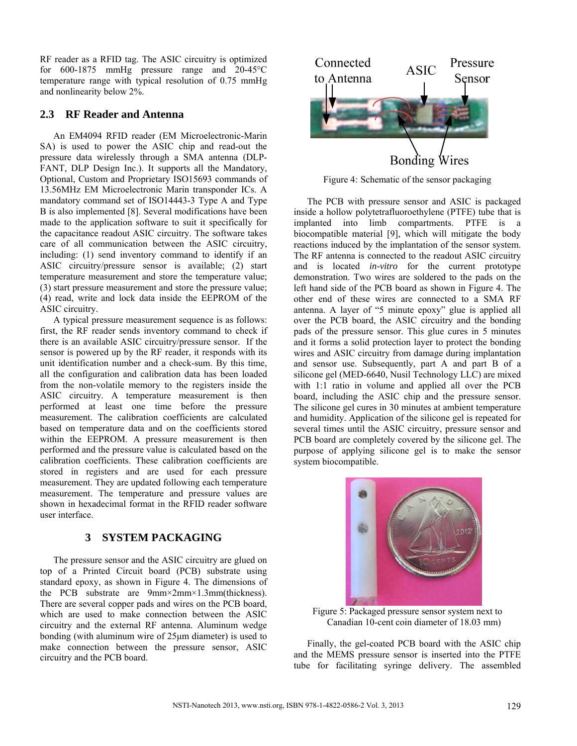RF reader as a RFID tag. The ASIC circuitry is optimized for 600-1875 mmHg pressure range and 20-45°C temperature range with typical resolution of 0.75 mmHg and nonlinearity below 2%.

## 2.3 RF Reader and Antenna

An EM4094 RFID reader (EM Microelectronic-Marin SA) is used to power the ASIC chip and read-out the pressure data wirelessly through a SMA antenna (DLP-FANT, DLP Design Inc.). It supports all the Mandatory, Optional, Custom and Proprietary ISO15693 commands of 13.56MHz EM Microelectronic Marin transponder ICs. A mandatory command set of ISO14443-3 Type A and Type B is also implemented [8]. Several modifications have been made to the application software to suit it specifically for the capacitance readout ASIC circuitry. The software takes care of all communication between the ASIC circuitry, including: (1) send inventory command to identify if an ASIC circuitry/pressure sensor is available; (2) start temperature measurement and store the temperature value; (3) start pressure measurement and store the pressure value; (4) read, write and lock data inside the EEPROM of the ASIC circuitry.

A typical pressure measurement sequence is as follows: first, the RF reader sends inventory command to check if there is an available ASIC circuitry/pressure sensor. If the sensor is powered up by the RF reader, it responds with its unit identification number and a check-sum. By this time, all the configuration and calibration data has been loaded from the non-volatile memory to the registers inside the ASIC circuitry. A temperature measurement is then performed at least one time before the pressure measurement. The calibration coefficients are calculated based on temperature data and on the coefficients stored within the EEPROM. A pressure measurement is then performed and the pressure value is calculated based on the calibration coefficients. These calibration coefficients are stored in registers and are used for each pressure measurement. They are updated following each temperature measurement. The temperature and pressure values are shown in hexadecimal format in the RFID reader software user interface.

# 3 SYSTEM PACKAGING

The pressure sensor and the ASIC circuitry are glued on top of a Printed Circuit board (PCB) substrate using standard epoxy, as shown in Figure 4. The dimensions of the PCB substrate are 9mm×2mm×1.3mm(thickness). There are several copper pads and wires on the PCB board, which are used to make connection between the ASIC circuitry and the external RF antenna. Aluminum wedge bonding (with aluminum wire of 25µm diameter) is used to make connection between the pressure sensor, ASIC circuitry and the PCB board.

Figure 4: Schematic of the sensor packaging

The PCB with pressure sensor and ASIC is packaged inside a hollow polytetrafluoroethylene (PTFE) tube that is implanted into limb compartments. PTFE is a biocompatible material [9], which will mitigate the body reactions induced by the implantation of the sensor system. The RF antenna is connected to the readout ASIC circuitry and is located *in-vitro* for the current prototype demonstration. Two wires are soldered to the pads on the left hand side of the PCB board as shown in Figure 4. The other end of these wires are connected to a SMA RF antenna. A layer of "5 minute epoxy" glue is applied all over the PCB board, the ASIC circuitry and the bonding pads of the pressure sensor. This glue cures in 5 minutes and it forms a solid protection layer to protect the bonding wires and ASIC circuitry from damage during implantation and sensor use. Subsequently, part A and part B of a silicone gel (MED-6640, Nusil Technology LLC) are mixed with 1:1 ratio in volume and applied all over the PCB board, including the ASIC chip and the pressure sensor. The silicone gel cures in 30 minutes at ambient temperature and humidity. Application of the silicone gel is repeated for several times until the ASIC circuitry, pressure sensor and PCB board are completely covered by the silicone gel. The purpose of applying silicone gel is to make the sensor system biocompatible.

Figure 5: Packaged pressure sensor system next to Canadian 10-cent coin diameter of 18.03 mm)

Finally, the gel-coated PCB board with the ASIC chip and the MEMS pressure sensor is inserted into the PTFE tube for facilitating syringe delivery. The assembled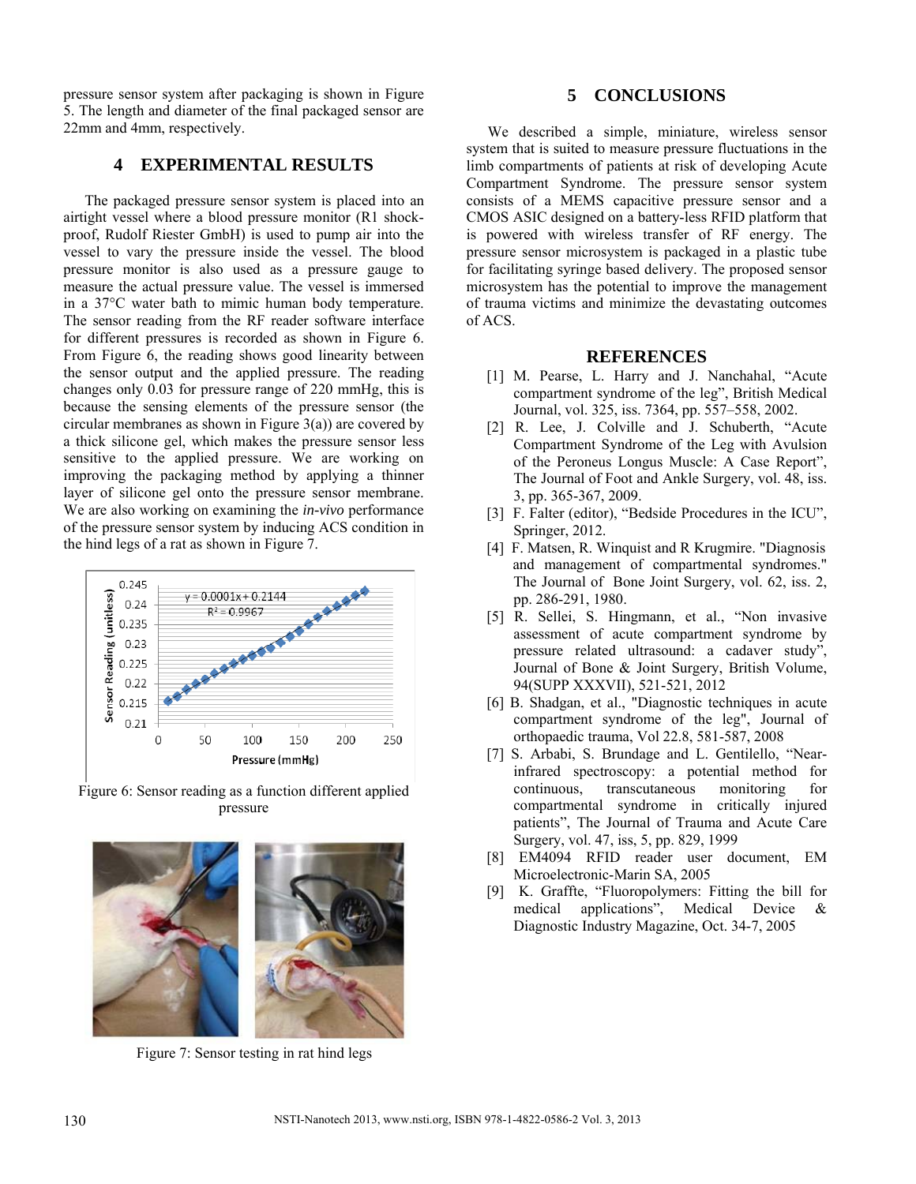pressure sensor system after packaging is shown in Figure 5. The length and diameter of the final packaged sensor are 22mm and 4mm, respectively.

## 4 EXPERIMENTAL RESULTS

The packaged pressure sensor system is placed into an airtight vessel where a blood pressure monitor (R1 shock-proof, Rudolf Riester GmbH) is used to pump air into the vessel to vary the pressure inside the vessel. The blood pressure monitor is also used as a pressure gauge to measure the actual pressure value. The vessel is immersed in a 37°C water bath to mimic human body temperature. The sensor reading from the RF reader software interface for different pressures is recorded as shown in Figure 6. From Figure 6, the reading shows good linearity between the sensor output and the applied pressure. The reading changes only 0.03 for pressure range of 220 mmHg, this is because the sensing elements of the pressure sensor (the circular membranes as shown in Figure 3(a)) are covered by a thick silicone gel, which makes the pressure sensor less sensitive to the applied pressure. We are working on improving the packaging method by applying a thinner layer of silicone gel onto the pressure sensor membrane. We are also working on examining the *in-vivo* performance of the pressure sensor system by inducing ACS condition in the hind legs of a rat as shown in Figure 7.

y = 0.0001x + 0.2144
R² = 0.9967
Sensor Reading (unitless)
0.245
0.24
0.235
0.23
0.225
0.22
0.215
0.21
0
50
100
150
200
250
Pressure (mmHg)

Figure 6: Sensor reading as a function different applied pressure

Figure 7: Sensor testing in rat hind legs

## 5 CONCLUSIONS

We described a simple, miniature, wireless sensor system that is suited to measure pressure fluctuations in the limb compartments of patients at risk of developing Acute Compartment Syndrome. The pressure sensor system consists of a MEMS capacitive pressure sensor and a CMOS ASIC designed on a battery-less RFID platform that is powered with wireless transfer of RF energy. The pressure sensor microsystem is packaged in a plastic tube for facilitating syringe based delivery. The proposed sensor microsystem has the potential to improve the management of trauma victims and minimize the devastating outcomes of ACS.

## REFERENCES

[1] M. Pearse, L. Harry and J. Nanchahal, "Acute compartment syndrome of the leg", British Medical Journal, vol. 325, iss. 7364, pp. 557–558, 2002.

[2] R. Lee, J. Colville and J. Schuberth, "Acute Compartment Syndrome of the Leg with Avulsion of the Peroneus Longus Muscle: A Case Report", The Journal of Foot and Ankle Surgery, vol. 48, iss. 3, pp. 365-367, 2009.

[3] F. Falter (editor), "Bedside Procedures in the ICU", Springer, 2012.

[4] F. Matsen, R. Winquist and R Krugmire. "Diagnosis and management of compartmental syndromes." The Journal of Bone Joint Surgery, vol. 62, iss. 2, pp. 286-291, 1980.

[5] R. Sellei, S. Hingmann, et al., "Non invasive assessment of acute compartment syndrome by pressure related ultrasound: a cadaver study", Journal of Bone & Joint Surgery, British Volume, 94(SUPP XXXVII), 521-521, 2012

[6] B. Shadgan, et al., "Diagnostic techniques in acute compartment syndrome of the leg", Journal of orthopaedic trauma, Vol 22.8, 581-587, 2008

[7] S. Arbabi, S. Brundage and L. Gentilello, "Near-infrared spectroscopy: a potential method for continuous, transcutaneous monitoring for compartmental syndrome in critically injured patients", The Journal of Trauma and Acute Care Surgery, vol. 47, iss, 5, pp. 829, 1999

[8] EM4094 RFID reader user document, EM Microelectronic-Marin SA, 2005

[9] K. Graffte, "Fluoropolymers: Fitting the bill for medical applications", Medical Device & Diagnostic Industry Magazine, Oct. 34-7, 2005